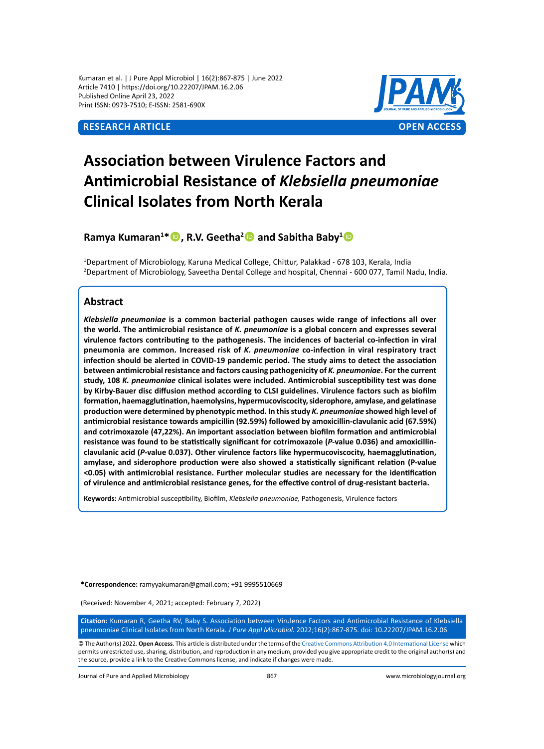RESEARCH ARTICLE | OPEN ACCESS

# Association between Virulence Factors and Antimicrobial Resistance of *Klebsiella pneumoniae* Clinical Isolates from North Kerala

**Ramya Kumaran[1]*, R.V. Geetha[2] and Sabitha Baby[1]**

[1]Department of Microbiology, Karuna Medical College, Chittur, Palakkad - 678 103, Kerala, India
[2]Department of Microbiology, Saveetha Dental College and hospital, Chennai - 600 077, Tamil Nadu, India.

## Abstract

***Klebsiella pneumoniae* is a common bacterial pathogen causes wide range of infections all over the world. The antimicrobial resistance of *K. pneumoniae* is a global concern and expresses several virulence factors contributing to the pathogenesis. The incidences of bacterial co-infection in viral pneumonia are common. Increased risk of *K. pneumoniae* co-infection in viral respiratory tract infection should be alerted in COVID-19 pandemic period. The study aims to detect the association between antimicrobial resistance and factors causing pathogenicity of *K. pneumoniae*. For the current study, 108 *K. pneumoniae* clinical isolates were included. Antimicrobial susceptibility test was done by Kirby-Bauer disc diffusion method according to CLSI guidelines. Virulence factors such as biofilm formation, haemagglutination, haemolysins, hypermucoviscocity, siderophore, amylase, and gelatinase production were determined by phenotypic method. In this study *K. pneumoniae* showed high level of antimicrobial resistance towards ampicillin (92.59%) followed by amoxicillin-clavulanic acid (67.59%) and cotrimoxazole (47,22%). An important association between biofilm formation and antimicrobial resistance was found to be statistically significant for cotrimoxazole (*P*-value 0.036) and amoxicillin-clavulanic acid (*P*-value 0.037). Other virulence factors like hypermucoviscocity, haemagglutination, amylase, and siderophore production were also showed a statistically significant relation (P-value <0.05) with antimicrobial resistance. Further molecular studies are necessary for the identification of virulence and antimicrobial resistance genes, for the effective control of drug-resistant bacteria.**

**Keywords:** Antimicrobial susceptibility, Biofilm, *Klebsiella pneumoniae,* Pathogenesis, Virulence factors

***Correspondence:** ramyyakumaran@gmail.com; +91 9995510669

(Received: November 4, 2021; accepted: February 7, 2022)

**Citation:** Kumaran R, Geetha RV, Baby S. Association between Virulence Factors and Antimicrobial Resistance of Klebsiella pneumoniae Clinical Isolates from North Kerala. *J Pure Appl Microbiol.* 2022;16(2):867-875. doi: 10.22207/JPAM.16.2.06

© The Author(s) 2022. **Open Access**. This article is distributed under the terms of the Creative Commons Attribution 4.0 International License which permits unrestricted use, sharing, distribution, and reproduction in any medium, provided you give appropriate credit to the original author(s) and the source, provide a link to the Creative Commons license, and indicate if changes were made.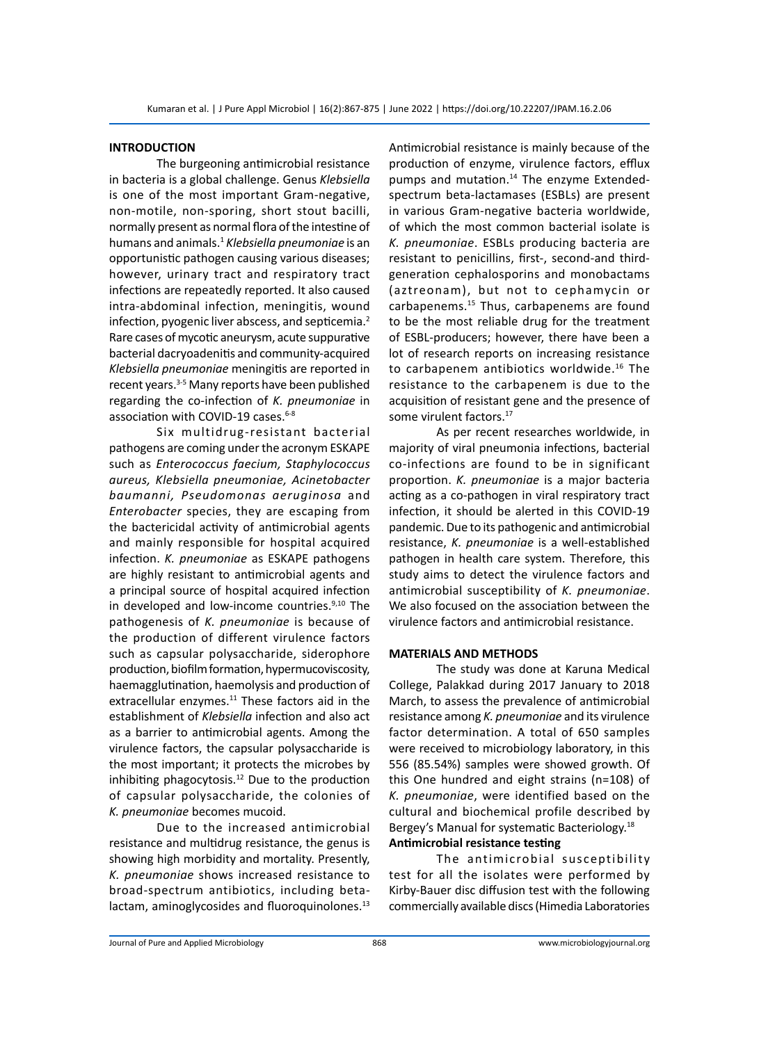## INTRODUCTION

The burgeoning antimicrobial resistance in bacteria is a global challenge. Genus *Klebsiella* is one of the most important Gram-negative, non-motile, non-sporing, short stout bacilli, normally present as normal flora of the intestine of humans and animals.[1] *Klebsiella pneumoniae* is an opportunistic pathogen causing various diseases; however, urinary tract and respiratory tract infections are repeatedly reported. It also caused intra-abdominal infection, meningitis, wound infection, pyogenic liver abscess, and septicemia.[2] Rare cases of mycotic aneurysm, acute suppurative bacterial dacryoadenitis and community-acquired *Klebsiella pneumoniae* meningitis are reported in recent years.[3-5] Many reports have been published regarding the co-infection of *K. pneumoniae* in association with COVID-19 cases.[6-8]

Six multidrug-resistant bacterial pathogens are coming under the acronym ESKAPE such as *Enterococcus faecium, Staphylococcus aureus, Klebsiella pneumoniae, Acinetobacter baumanni, Pseudomonas aeruginosa* and *Enterobacter* species, they are escaping from the bactericidal activity of antimicrobial agents and mainly responsible for hospital acquired infection. *K. pneumoniae* as ESKAPE pathogens are highly resistant to antimicrobial agents and a principal source of hospital acquired infection in developed and low-income countries.[9,10] The pathogenesis of *K. pneumoniae* is because of the production of different virulence factors such as capsular polysaccharide, siderophore production, biofilm formation, hypermucoviscosity, haemagglutination, haemolysis and production of extracellular enzymes.[11] These factors aid in the establishment of *Klebsiella* infection and also act as a barrier to antimicrobial agents. Among the virulence factors, the capsular polysaccharide is the most important; it protects the microbes by inhibiting phagocytosis.[12] Due to the production of capsular polysaccharide, the colonies of *K. pneumoniae* becomes mucoid.

Due to the increased antimicrobial resistance and multidrug resistance, the genus is showing high morbidity and mortality. Presently, *K. pneumoniae* shows increased resistance to broad-spectrum antibiotics, including beta-lactam, aminoglycosides and fluoroquinolones.[13] Antimicrobial resistance is mainly because of the production of enzyme, virulence factors, efflux pumps and mutation.[14] The enzyme Extended-spectrum beta-lactamases (ESBLs) are present in various Gram-negative bacteria worldwide, of which the most common bacterial isolate is *K. pneumoniae*. ESBLs producing bacteria are resistant to penicillins, first-, second-and third-generation cephalosporins and monobactams (aztreonam), but not to cephamycin or carbapenems.[15] Thus, carbapenems are found to be the most reliable drug for the treatment of ESBL-producers; however, there have been a lot of research reports on increasing resistance to carbapenem antibiotics worldwide.[16] The resistance to the carbapenem is due to the acquisition of resistant gene and the presence of some virulent factors.[17]

As per recent researches worldwide, in majority of viral pneumonia infections, bacterial co-infections are found to be in significant proportion. *K. pneumoniae* is a major bacteria acting as a co-pathogen in viral respiratory tract infection, it should be alerted in this COVID-19 pandemic. Due to its pathogenic and antimicrobial resistance, *K. pneumoniae* is a well-established pathogen in health care system. Therefore, this study aims to detect the virulence factors and antimicrobial susceptibility of *K. pneumoniae*. We also focused on the association between the virulence factors and antimicrobial resistance.

## MATERIALS AND METHODS

The study was done at Karuna Medical College, Palakkad during 2017 January to 2018 March, to assess the prevalence of antimicrobial resistance among *K. pneumoniae* and its virulence factor determination. A total of 650 samples were received to microbiology laboratory, in this 556 (85.54%) samples were showed growth. Of this One hundred and eight strains (n=108) of *K. pneumoniae*, were identified based on the cultural and biochemical profile described by Bergey's Manual for systematic Bacteriology.[18]

### Antimicrobial resistance testing

The antimicrobial susceptibility test for all the isolates were performed by Kirby-Bauer disc diffusion test with the following commercially available discs (Himedia Laboratories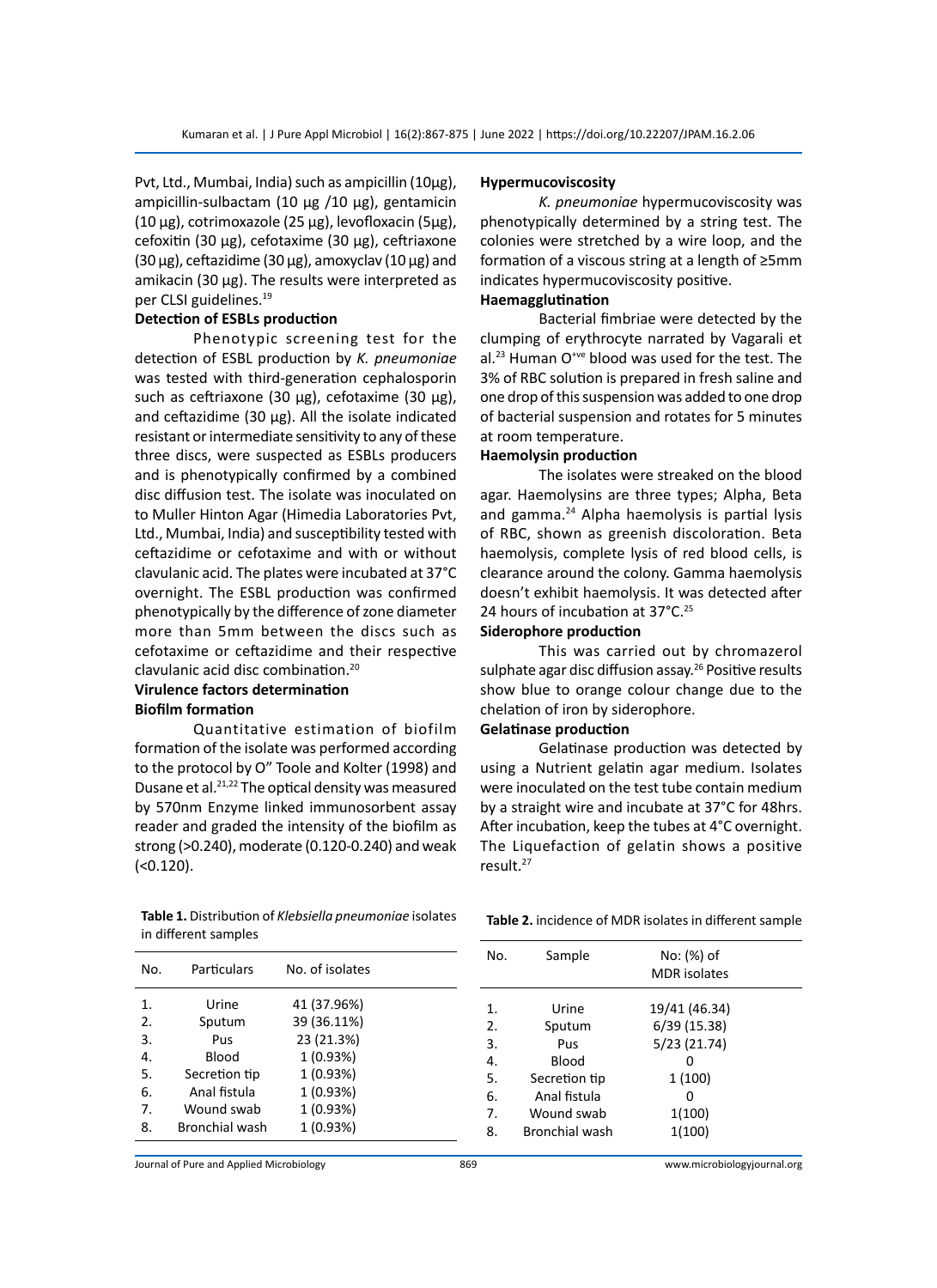Pvt, Ltd., Mumbai, India) such as ampicillin (10µg), ampicillin-sulbactam (10 µg /10 µg), gentamicin (10 µg), cotrimoxazole (25 µg), levofloxacin (5µg), cefoxitin (30 µg), cefotaxime (30 µg), ceftriaxone (30 µg), ceftazidime (30 µg), amoxyclav (10 µg) and amikacin (30 µg). The results were interpreted as per CLSI guidelines.[19]

**Detection of ESBLs production**

Phenotypic screening test for the detection of ESBL production by *K. pneumoniae* was tested with third-generation cephalosporin such as ceftriaxone (30 µg), cefotaxime (30 µg), and ceftazidime (30 µg). All the isolate indicated resistant or intermediate sensitivity to any of these three discs, were suspected as ESBLs producers and is phenotypically confirmed by a combined disc diffusion test. The isolate was inoculated on to Muller Hinton Agar (Himedia Laboratories Pvt, Ltd., Mumbai, India) and susceptibility tested with ceftazidime or cefotaxime and with or without clavulanic acid. The plates were incubated at 37°C overnight. The ESBL production was confirmed phenotypically by the difference of zone diameter more than 5mm between the discs such as cefotaxime or ceftazidime and their respective clavulanic acid disc combination.[20]

**Virulence factors determination**

**Biofilm formation**

Quantitative estimation of biofilm formation of the isolate was performed according to the protocol by O" Toole and Kolter (1998) and Dusane et al.[21,22] The optical density was measured by 570nm Enzyme linked immunosorbent assay reader and graded the intensity of the biofilm as strong (>0.240), moderate (0.120-0.240) and weak (<0.120).

**Hypermucoviscosity**

*K. pneumoniae* hypermucoviscosity was phenotypically determined by a string test. The colonies were stretched by a wire loop, and the formation of a viscous string at a length of ≥5mm indicates hypermucoviscosity positive.

**Haemagglutination**

Bacterial fimbriae were detected by the clumping of erythrocyte narrated by Vagarali et al.[23] Human $O^{+ve}$ blood was used for the test. The 3% of RBC solution is prepared in fresh saline and one drop of this suspension was added to one drop of bacterial suspension and rotates for 5 minutes at room temperature.

**Haemolysin production**

The isolates were streaked on the blood agar. Haemolysins are three types; Alpha, Beta and gamma.[24] Alpha haemolysis is partial lysis of RBC, shown as greenish discoloration. Beta haemolysis, complete lysis of red blood cells, is clearance around the colony. Gamma haemolysis doesn't exhibit haemolysis. It was detected after 24 hours of incubation at 37°C.[25]

**Siderophore production**

This was carried out by chromazerol sulphate agar disc diffusion assay.[26] Positive results show blue to orange colour change due to the chelation of iron by siderophore.

**Gelatinase production**

Gelatinase production was detected by using a Nutrient gelatin agar medium. Isolates were inoculated on the test tube contain medium by a straight wire and incubate at 37°C for 48hrs. After incubation, keep the tubes at 4°C overnight. The Liquefaction of gelatin shows a positive result.[27]

**Table 1.** Distribution of *Klebsiella pneumoniae* isolates in different samples

| No. | Particulars | No. of isolates |
|---|---|---|
| 1. | Urine | 41 (37.96%) |
| 2. | Sputum | 39 (36.11%) |
| 3. | Pus | 23 (21.3%) |
| 4. | Blood | 1 (0.93%) |
| 5. | Secretion tip | 1 (0.93%) |
| 6. | Anal fistula | 1 (0.93%) |
| 7. | Wound swab | 1 (0.93%) |
| 8. | Bronchial wash | 1 (0.93%) |

**Table 2.** incidence of MDR isolates in different sample

| No. | Sample | No: (%) of MDR isolates |
|---|---|---|
| 1. | Urine | 19/41 (46.34) |
| 2. | Sputum | 6/39 (15.38) |
| 3. | Pus | 5/23 (21.74) |
| 4. | Blood | 0 |
| 5. | Secretion tip | 1 (100) |
| 6. | Anal fistula | 0 |
| 7. | Wound swab | 1(100) |
| 8. | Bronchial wash | 1(100) |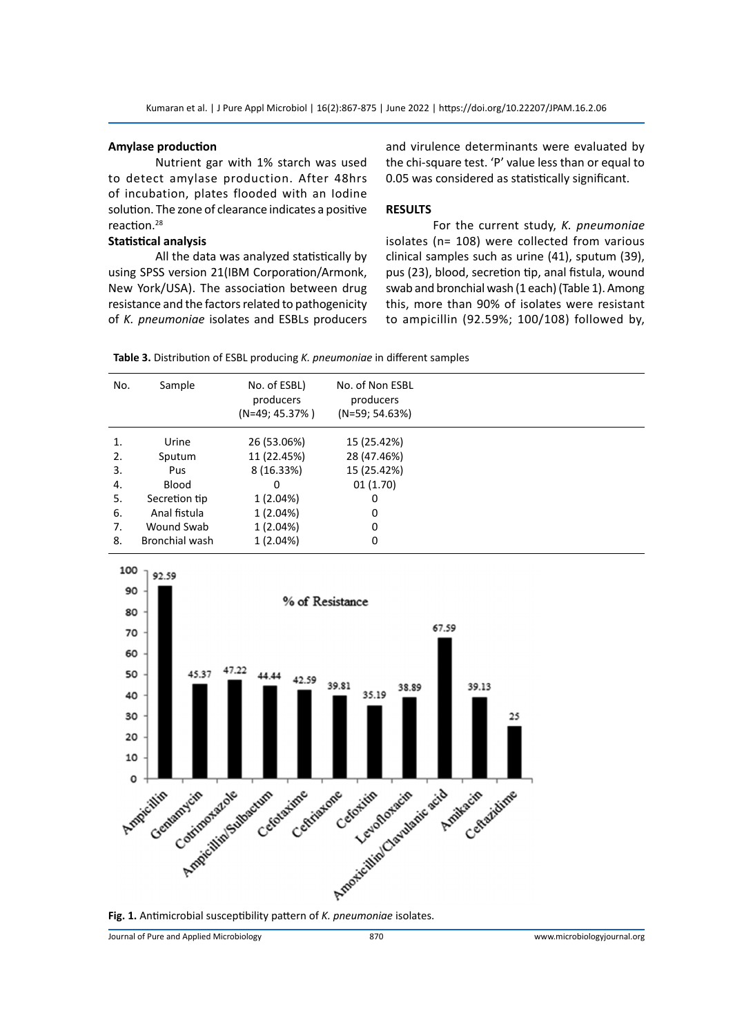### Amylase production

Nutrient gar with 1% starch was used to detect amylase production. After 48hrs of incubation, plates flooded with an Iodine solution. The zone of clearance indicates a positive reaction.[28]

### Statistical analysis

All the data was analyzed statistically by using SPSS version 21(IBM Corporation/Armonk, New York/USA). The association between drug resistance and the factors related to pathogenicity of *K. pneumoniae* isolates and ESBLs producers and virulence determinants were evaluated by the chi-square test. 'P' value less than or equal to 0.05 was considered as statistically significant.

## RESULTS

For the current study, *K. pneumoniae* isolates (n= 108) were collected from various clinical samples such as urine (41), sputum (39), pus (23), blood, secretion tip, anal fistula, wound swab and bronchial wash (1 each) (Table 1). Among this, more than 90% of isolates were resistant to ampicillin (92.59%; 100/108) followed by,

**Table 3.** Distribution of ESBL producing *K. pneumoniae* in different samples

| No. | Sample | No. of ESBL) producers (N=49; 45.37% ) | No. of Non ESBL producers (N=59; 54.63%) |
|---|---|---|---|
| 1. | Urine | 26 (53.06%) | 15 (25.42%) |
| 2. | Sputum | 11 (22.45%) | 28 (47.46%) |
| 3. | Pus | 8 (16.33%) | 15 (25.42%) |
| 4. | Blood | 0 | 01 (1.70) |
| 5. | Secretion tip | 1 (2.04%) | 0 |
| 6. | Anal fistula | 1 (2.04%) | 0 |
| 7. | Wound Swab | 1 (2.04%) | 0 |
| 8. | Bronchial wash | 1 (2.04%) | 0 |

**Fig. 1.** Antimicrobial susceptibility pattern of *K. pneumoniae* isolates.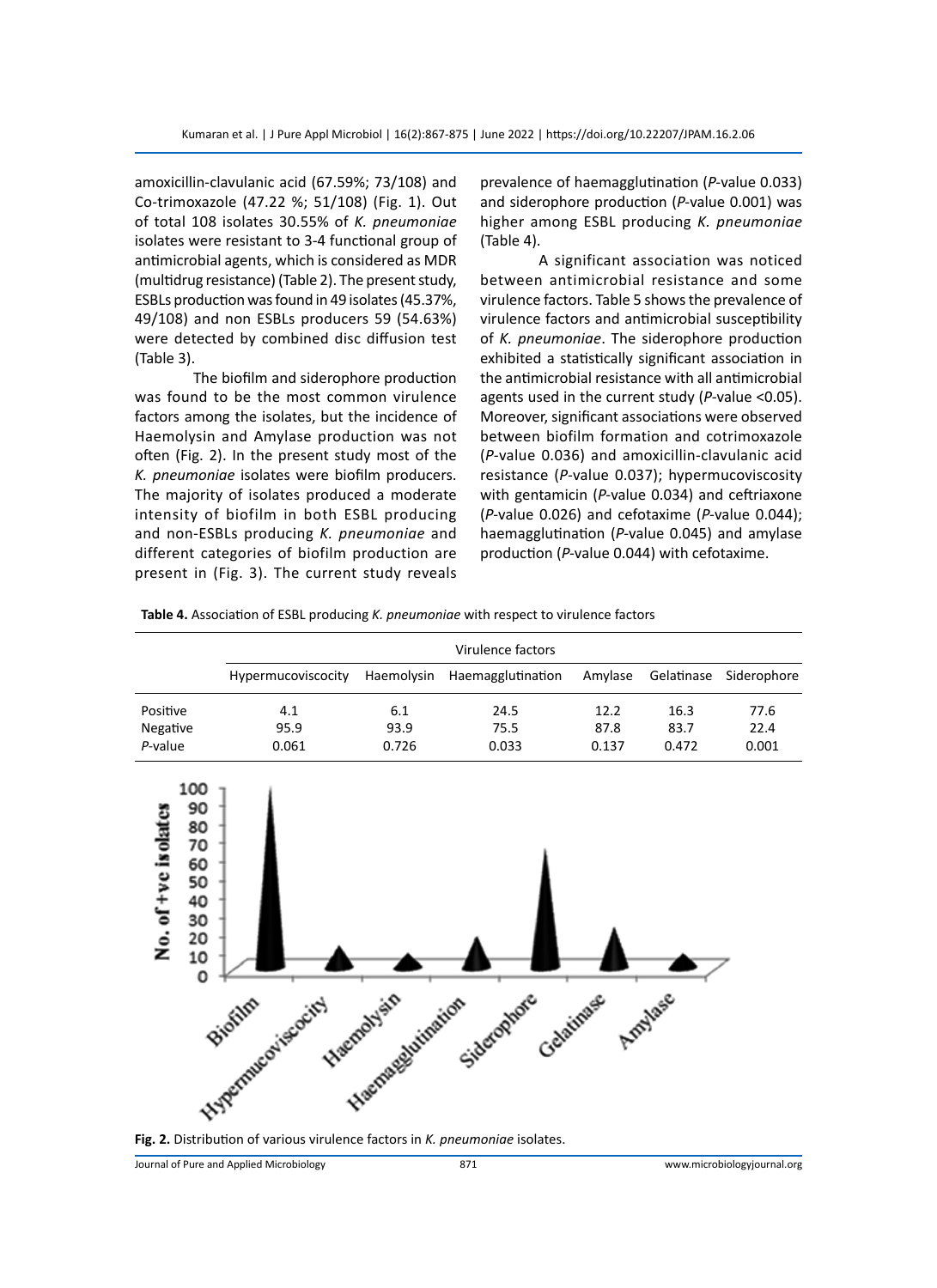amoxicillin-clavulanic acid (67.59%; 73/108) and Co-trimoxazole (47.22 %; 51/108) (Fig. 1). Out of total 108 isolates 30.55% of *K. pneumoniae* isolates were resistant to 3-4 functional group of antimicrobial agents, which is considered as MDR (multidrug resistance) (Table 2). The present study, ESBLs production was found in 49 isolates (45.37%, 49/108) and non ESBLs producers 59 (54.63%) were detected by combined disc diffusion test (Table 3).

The biofilm and siderophore production was found to be the most common virulence factors among the isolates, but the incidence of Haemolysin and Amylase production was not often (Fig. 2). In the present study most of the *K. pneumoniae* isolates were biofilm producers. The majority of isolates produced a moderate intensity of biofilm in both ESBL producing and non-ESBLs producing *K. pneumoniae* and different categories of biofilm production are present in (Fig. 3). The current study reveals prevalence of haemagglutination (*P*-value 0.033) and siderophore production (*P*-value 0.001) was higher among ESBL producing *K. pneumoniae* (Table 4).

A significant association was noticed between antimicrobial resistance and some virulence factors. Table 5 shows the prevalence of virulence factors and antimicrobial susceptibility of *K. pneumoniae*. The siderophore production exhibited a statistically significant association in the antimicrobial resistance with all antimicrobial agents used in the current study (*P*-value <0.05). Moreover, significant associations were observed between biofilm formation and cotrimoxazole (*P*-value 0.036) and amoxicillin-clavulanic acid resistance (*P*-value 0.037); hypermucoviscosity with gentamicin (*P*-value 0.034) and ceftriaxone (*P*-value 0.026) and cefotaxime (*P*-value 0.044); haemagglutination (*P*-value 0.045) and amylase production (*P*-value 0.044) with cefotaxime.

**Table 4.** Association of ESBL producing *K. pneumoniae* with respect to virulence factors

| | Virulence factors | | | | | |
|---|---|---|---|---|---|---|
| | Hypermucoviscocity | Haemolysin | Haemagglutination | Amylase | Gelatinase | Siderophore |
| Positive | 4.1 | 6.1 | 24.5 | 12.2 | 16.3 | 77.6 |
| Negative | 95.9 | 93.9 | 75.5 | 87.8 | 83.7 | 22.4 |
| *P*-value | 0.061 | 0.726 | 0.033 | 0.137 | 0.472 | 0.001 |

**Fig. 2.** Distribution of various virulence factors in *K. pneumoniae* isolates.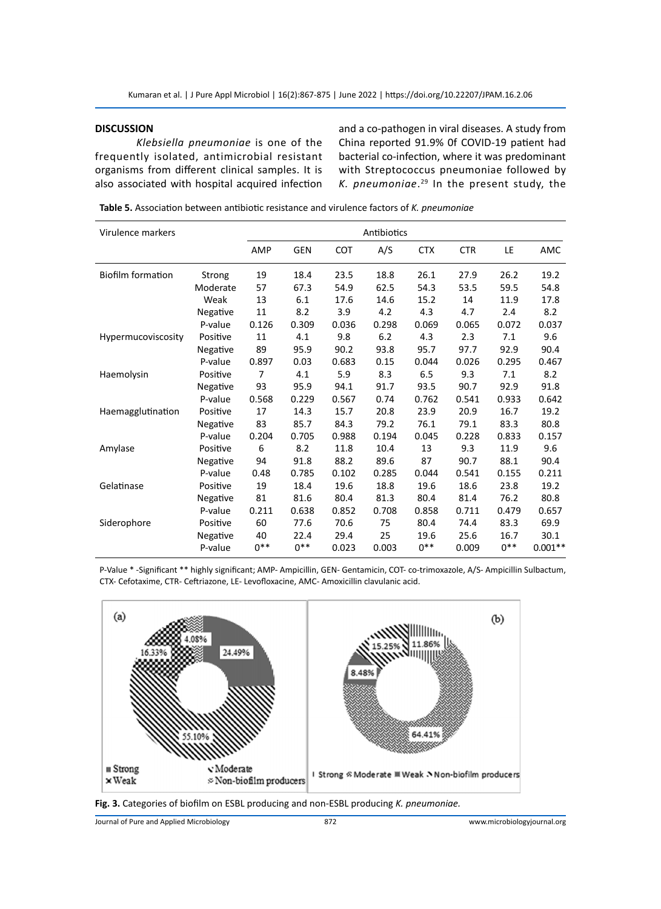## DISCUSSION

*Klebsiella pneumoniae* is one of the frequently isolated, antimicrobial resistant organisms from different clinical samples. It is also associated with hospital acquired infection and a co-pathogen in viral diseases. A study from China reported 91.9% 0f COVID-19 patient had bacterial co-infection, where it was predominant with Streptococcus pneumoniae followed by *K. pneumoniae*.[29] In the present study, the

**Table 5.** Association between antibiotic resistance and virulence factors of *K. pneumoniae*

| Virulence markers | | Antibiotics | | | | | | | |
|---|---|---|---|---|---|---|---|---|---|
| | | AMP | GEN | COT | A/S | CTX | CTR | LE | AMC |
| Biofilm formation | Strong | 19 | 18.4 | 23.5 | 18.8 | 26.1 | 27.9 | 26.2 | 19.2 |
| | Moderate | 57 | 67.3 | 54.9 | 62.5 | 54.3 | 53.5 | 59.5 | 54.8 |
| | Weak | 13 | 6.1 | 17.6 | 14.6 | 15.2 | 14 | 11.9 | 17.8 |
| | Negative | 11 | 8.2 | 3.9 | 4.2 | 4.3 | 4.7 | 2.4 | 8.2 |
| | P-value | 0.126 | 0.309 | 0.036 | 0.298 | 0.069 | 0.065 | 0.072 | 0.037 |
| Hypermucoviscosity | Positive | 11 | 4.1 | 9.8 | 6.2 | 4.3 | 2.3 | 7.1 | 9.6 |
| | Negative | 89 | 95.9 | 90.2 | 93.8 | 95.7 | 97.7 | 92.9 | 90.4 |
| | P-value | 0.897 | 0.03 | 0.683 | 0.15 | 0.044 | 0.026 | 0.295 | 0.467 |
| Haemolysin | Positive | 7 | 4.1 | 5.9 | 8.3 | 6.5 | 9.3 | 7.1 | 8.2 |
| | Negative | 93 | 95.9 | 94.1 | 91.7 | 93.5 | 90.7 | 92.9 | 91.8 |
| | P-value | 0.568 | 0.229 | 0.567 | 0.74 | 0.762 | 0.541 | 0.933 | 0.642 |
| Haemagglutination | Positive | 17 | 14.3 | 15.7 | 20.8 | 23.9 | 20.9 | 16.7 | 19.2 |
| | Negative | 83 | 85.7 | 84.3 | 79.2 | 76.1 | 79.1 | 83.3 | 80.8 |
| | P-value | 0.204 | 0.705 | 0.988 | 0.194 | 0.045 | 0.228 | 0.833 | 0.157 |
| Amylase | Positive | 6 | 8.2 | 11.8 | 10.4 | 13 | 9.3 | 11.9 | 9.6 |
| | Negative | 94 | 91.8 | 88.2 | 89.6 | 87 | 90.7 | 88.1 | 90.4 |
| | P-value | 0.48 | 0.785 | 0.102 | 0.285 | 0.044 | 0.541 | 0.155 | 0.211 |
| Gelatinase | Positive | 19 | 18.4 | 19.6 | 18.8 | 19.6 | 18.6 | 23.8 | 19.2 |
| | Negative | 81 | 81.6 | 80.4 | 81.3 | 80.4 | 81.4 | 76.2 | 80.8 |
| | P-value | 0.211 | 0.638 | 0.852 | 0.708 | 0.858 | 0.711 | 0.479 | 0.657 |
| Siderophore | Positive | 60 | 77.6 | 70.6 | 75 | 80.4 | 74.4 | 83.3 | 69.9 |
| | Negative | 40 | 22.4 | 29.4 | 25 | 19.6 | 25.6 | 16.7 | 30.1 |
| | P-value | 0** | 0** | 0.023 | 0.003 | 0** | 0.009 | 0** | 0.001** |

P-Value * -Significant ** highly significant; AMP- Ampicillin, GEN- Gentamicin, COT- co-trimoxazole, A/S- Ampicillin Sulbactum, CTX- Cefotaxime, CTR- Ceftriazone, LE- Levofloxacine, AMC- Amoxicillin clavulanic acid.

**Fig. 3.** Categories of biofilm on ESBL producing and non-ESBL producing *K. pneumoniae.*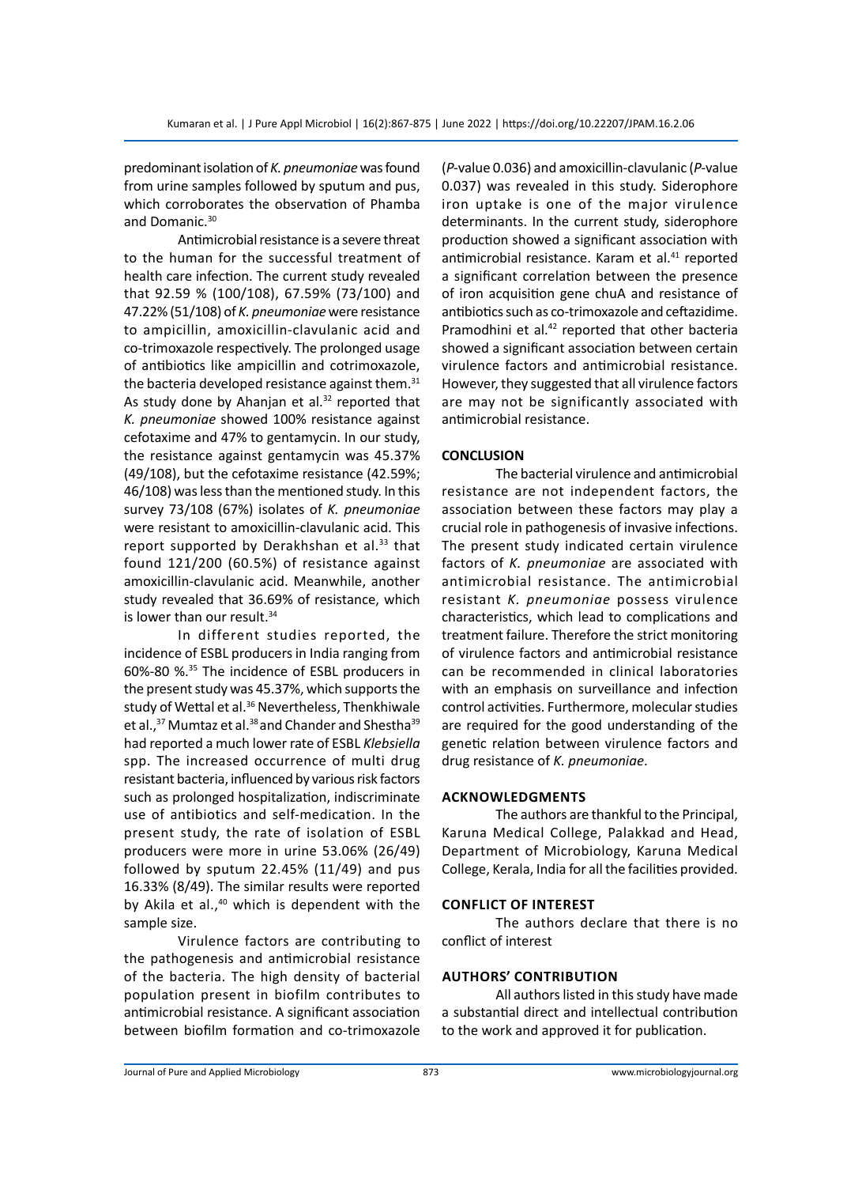predominant isolation of *K. pneumoniae* was found from urine samples followed by sputum and pus, which corroborates the observation of Phamba and Domanic.[30]

Antimicrobial resistance is a severe threat to the human for the successful treatment of health care infection. The current study revealed that 92.59 % (100/108), 67.59% (73/100) and 47.22% (51/108) of *K. pneumoniae* were resistance to ampicillin, amoxicillin-clavulanic acid and co-trimoxazole respectively. The prolonged usage of antibiotics like ampicillin and cotrimoxazole, the bacteria developed resistance against them.[31] As study done by Ahanjan et al.[32] reported that *K. pneumoniae* showed 100% resistance against cefotaxime and 47% to gentamycin. In our study, the resistance against gentamycin was 45.37% (49/108), but the cefotaxime resistance (42.59%; 46/108) was less than the mentioned study. In this survey 73/108 (67%) isolates of *K. pneumoniae* were resistant to amoxicillin-clavulanic acid. This report supported by Derakhshan et al.[33] that found 121/200 (60.5%) of resistance against amoxicillin-clavulanic acid. Meanwhile, another study revealed that 36.69% of resistance, which is lower than our result.[34]

In different studies reported, the incidence of ESBL producers in India ranging from 60%-80 %.[35] The incidence of ESBL producers in the present study was 45.37%, which supports the study of Wettal et al.[36] Nevertheless, Thenkhiwale et al.,[37] Mumtaz et al.[38] and Chander and Shestha[39] had reported a much lower rate of ESBL *Klebsiella* spp. The increased occurrence of multi drug resistant bacteria, influenced by various risk factors such as prolonged hospitalization, indiscriminate use of antibiotics and self-medication. In the present study, the rate of isolation of ESBL producers were more in urine 53.06% (26/49) followed by sputum 22.45% (11/49) and pus 16.33% (8/49). The similar results were reported by Akila et al.,[40] which is dependent with the sample size.

Virulence factors are contributing to the pathogenesis and antimicrobial resistance of the bacteria. The high density of bacterial population present in biofilm contributes to antimicrobial resistance. A significant association between biofilm formation and co-trimoxazole (*P*-value 0.036) and amoxicillin-clavulanic (*P*-value 0.037) was revealed in this study. Siderophore iron uptake is one of the major virulence determinants. In the current study, siderophore production showed a significant association with antimicrobial resistance. Karam et al.[41] reported a significant correlation between the presence of iron acquisition gene chuA and resistance of antibiotics such as co-trimoxazole and ceftazidime. Pramodhini et al.[42] reported that other bacteria showed a significant association between certain virulence factors and antimicrobial resistance. However, they suggested that all virulence factors are may not be significantly associated with antimicrobial resistance.

## CONCLUSION

The bacterial virulence and antimicrobial resistance are not independent factors, the association between these factors may play a crucial role in pathogenesis of invasive infections. The present study indicated certain virulence factors of *K. pneumoniae* are associated with antimicrobial resistance. The antimicrobial resistant *K. pneumoniae* possess virulence characteristics, which lead to complications and treatment failure. Therefore the strict monitoring of virulence factors and antimicrobial resistance can be recommended in clinical laboratories with an emphasis on surveillance and infection control activities. Furthermore, molecular studies are required for the good understanding of the genetic relation between virulence factors and drug resistance of *K. pneumoniae*.

## ACKNOWLEDGMENTS

The authors are thankful to the Principal, Karuna Medical College, Palakkad and Head, Department of Microbiology, Karuna Medical College, Kerala, India for all the facilities provided.

## CONFLICT OF INTEREST

The authors declare that there is no conflict of interest

## AUTHORS' CONTRIBUTION

All authors listed in this study have made a substantial direct and intellectual contribution to the work and approved it for publication.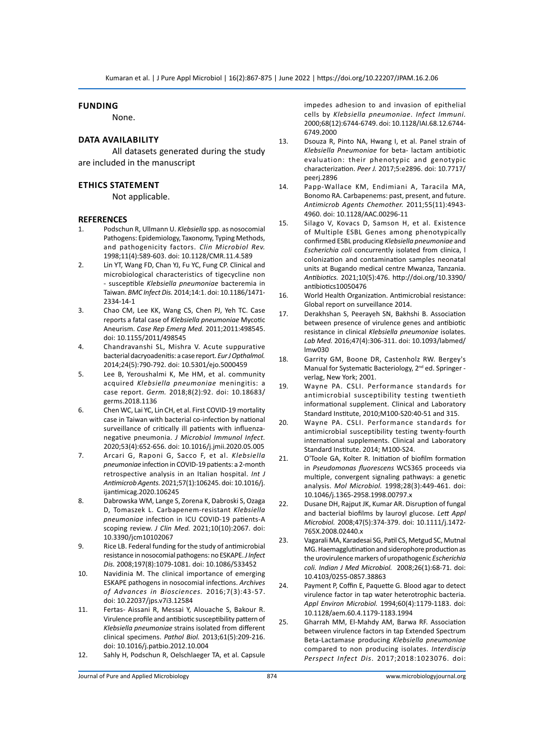## FUNDING

None.

## DATA AVAILABILITY

All datasets generated during the study are included in the manuscript

## ETHICS STATEMENT

Not applicable.

## REFERENCES

1. Podschun R, Ullmann U. *Klebsiella* spp. as nosocomial Pathogens: Epidemiology, Taxonomy, Typing Methods, and pathogenicity factors. *Clin Microbiol Rev.* 1998;11(4):589-603. doi: 10.1128/CMR.11.4.589
2. Lin YT, Wang FD, Chan YJ, Fu YC, Fung CP. Clinical and microbiological characteristics of tigecycline non - susceptible *Klebsiella pneumoniae* bacteremia in Taiwan. *BMC Infect Dis.* 2014;14:1. doi: 10.1186/1471-2334-14-1
3. Chao CM, Lee KK, Wang CS, Chen PJ, Yeh TC. Case reports a fatal case of *Klebsiella pneumoniae* Mycotic Aneurism. *Case Rep Emerg Med.* 2011;2011:498545. doi: 10.1155/2011/498545
4. Chandravanshi SL, Mishra V. Acute suppurative bacterial dacryoadenitis: a case report. *Eur J Opthalmol.* 2014;24(5):790-792. doi: 10.5301/ejo.5000459
5. Lee B, Yeroushalmi K, Me HM, et al. community acquired *Klebsiella pneumoniae* meningitis: a case report. *Germ.* 2018;8(2):92. doi: 10.18683/germs.2018.1136
6. Chen WC, Lai YC, Lin CH, et al. First COVID-19 mortality case in Taiwan with bacterial co-infection by national surveillance of critically ill patients with influenza-negative pneumonia. *J Microbiol Immunol Infect.* 2020;53(4):652-656. doi: 10.1016/j.jmii.2020.05.005
7. Arcari G, Raponi G, Sacco F, et al. *Klebsiella pneumoniae* infection in COVID-19 patients: a 2-month retrospective analysis in an Italian hospital. *Int J Antimicrob Agents.* 2021;57(1):106245. doi: 10.1016/j.ijantimicag.2020.106245
8. Dabrowska WM, Lange S, Zorena K, Dabroski S, Ozaga D, Tomaszek L. Carbapenem-resistant *Klebsiella pneumoniae* infection in ICU COVID-19 patients-A scoping review. *J Clin Med.* 2021;10(10):2067. doi: 10.3390/jcm10102067
9. Rice LB. Federal funding for the study of antimicrobial resistance in nosocomial pathogens: no ESKAPE. *J Infect Dis.* 2008;197(8):1079-1081. doi: 10.1086/533452
10. Navidinia M. The clinical importance of emerging ESKAPE pathogens in nosocomial infections. *Archives of Advances in Biosciences.* 2016;7(3):43-57. doi: 10.22037/jps.v7i3.12584
11. Fertas- Aissani R, Messai Y, Alouache S, Bakour R. Virulence profile and antibiotic susceptibility pattern of *Klebsiella pneumoniae* strains isolated from different clinical specimens. *Pathol Biol.* 2013;61(5):209-216. doi: 10.1016/j.patbio.2012.10.004
12. Sahly H, Podschun R, Oelschlaeger TA, et al. Capsule impedes adhesion to and invasion of epithelial cells by *Klebsiella pneumoniae*. *Infect Immuni.* 2000;68(12):6744-6749. doi: 10.1128/IAI.68.12.6744-6749.2000
13. Dsouza R, Pinto NA, Hwang I, et al. Panel strain of *Klebsiella Pneumoniae* for beta- lactam antibiotic evaluation: their phenotypic and genotypic characterization. *Peer J.* 2017;5:e2896. doi: 10.7717/peerj.2896
14. Papp-Wallace KM, Endimiani A, Taracila MA, Bonomo RA. Carbapenems: past, present, and future. *Antimicrob Agents Chemother.* 2011;55(11):4943-4960. doi: 10.1128/AAC.00296-11
15. Silago V, Kovacs D, Samson H, et al. Existence of Multiple ESBL Genes among phenotypically confirmed ESBL producing *Klebsiella pneumoniae* and *Escherichia coli* concurrently isolated from clinica, l colonization and contamination samples neonatal units at Bugando medical centre Mwanza, Tanzania. *Antibiotics.* 2021;10(5):476. http://doi.org/10.3390/antibiotics10050476
16. World Health Organization. Antimicrobial resistance: Global report on surveillance 2014.
17. Derakhshan S, Peerayeh SN, Bakhshi B. Association between presence of virulence genes and antibiotic resistance in clinical *Klebsiella pneumoniae* isolates. *Lab Med.* 2016;47(4):306-311. doi: 10.1093/labmed/lmw030
18. Garrity GM, Boone DR, Castenholz RW. Bergey's Manual for Systematic Bacteriology, 2nd ed. Springer - verlag, New York; 2001.
19. Wayne PA. CSLI. Performance standards for antimicrobial susceptibility testing twentieth informational supplement. Clinical and Laboratory Standard Institute, 2010;M100-S20:40-51 and 315.
20. Wayne PA. CSLI. Performance standards for antimicrobial susceptibility testing twenty-fourth international supplements. Clinical and Laboratory Standard Institute. 2014; M100-S24.
21. O'Toole GA, Kolter R. Initiation of biofilm formation in *Pseudomonas fluorescens* WCS365 proceeds via multiple, convergent signaling pathways: a genetic analysis. *Mol Microbiol.* 1998;28(3):449-461. doi: 10.1046/j.1365-2958.1998.00797.x
22. Dusane DH, Rajput JK, Kumar AR. Disruption of fungal and bacterial biofilms by lauroyl glucose. *Lett Appl Microbiol.* 2008;47(5):374-379. doi: 10.1111/j.1472-765X.2008.02440.x
23. Vagarali MA, Karadesai SG, Patil CS, Metgud SC, Mutnal MG. Haemagglutination and siderophore production as the urovirulence markers of uropathogenic *Escherichia coli. Indian J Med Microbiol.* 2008;26(1):68-71. doi: 10.4103/0255-0857.38863
24. Payment P, Coffin E, Paquette G. Blood agar to detect virulence factor in tap water heterotrophic bacteria. *Appl Environ Microbiol.* 1994;60(4):1179-1183. doi: 10.1128/aem.60.4.1179-1183.1994
25. Gharrah MM, El-Mahdy AM, Barwa RF. Association between virulence factors in tap Extended Spectrum Beta-Lactamase producing *Klebsiella pneumoniae* compared to non producing isolates. *Interdiscip Perspect Infect Dis*. 2017;2018:1023076. doi: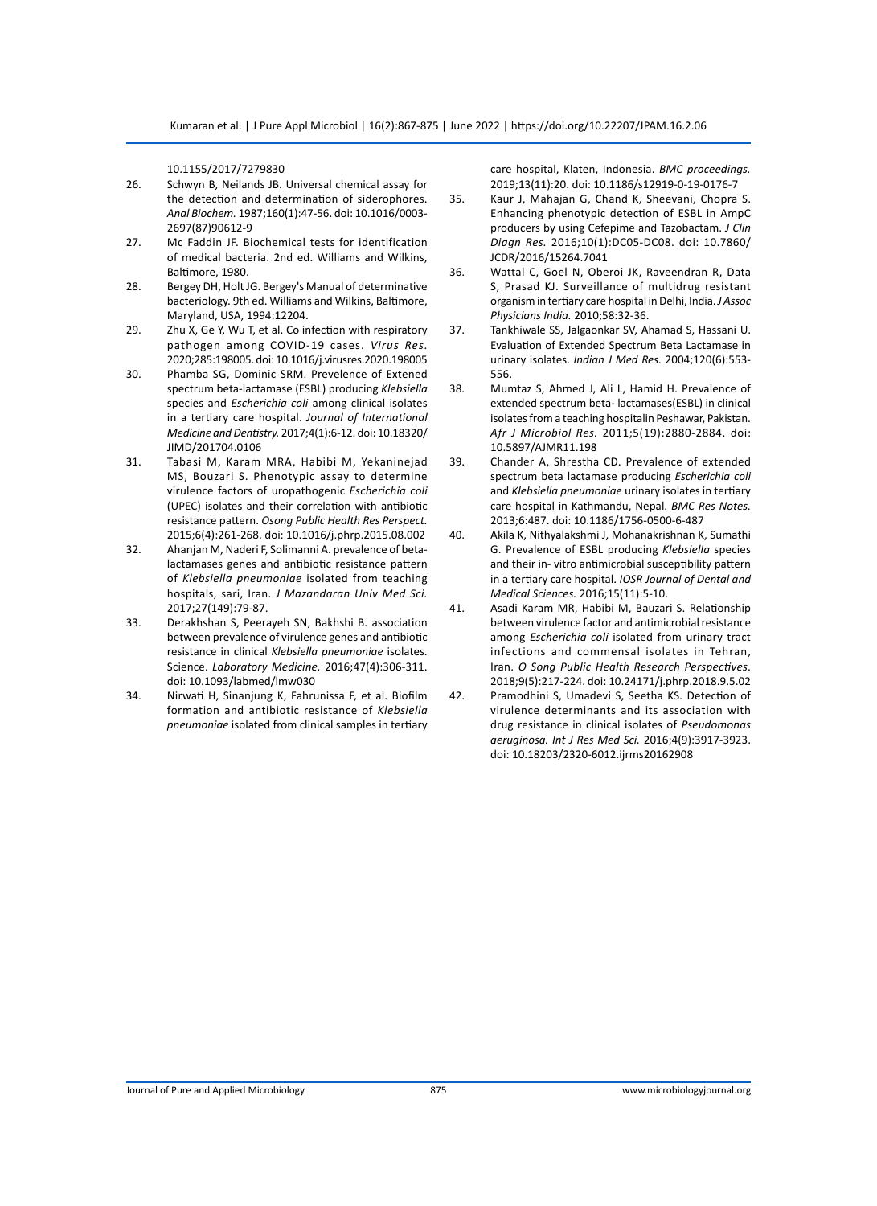10.1155/2017/7279830

26. Schwyn B, Neilands JB. Universal chemical assay for the detection and determination of siderophores. *Anal Biochem.* 1987;160(1):47-56. doi: 10.1016/0003-2697(87)90612-9
27. Mc Faddin JF. Biochemical tests for identification of medical bacteria. 2nd ed. Williams and Wilkins, Baltimore, 1980.
28. Bergey DH, Holt JG. Bergey's Manual of determinative bacteriology. 9th ed. Williams and Wilkins, Baltimore, Maryland, USA, 1994:12204.
29. Zhu X, Ge Y, Wu T, et al. Co infection with respiratory pathogen among COVID-19 cases. *Virus Res.* 2020;285:198005. doi: 10.1016/j.virusres.2020.198005
30. Phamba SG, Dominic SRM. Prevelence of Extened spectrum beta-lactamase (ESBL) producing *Klebsiella* species and *Escherichia coli* among clinical isolates in a tertiary care hospital. *Journal of International Medicine and Dentistry.* 2017;4(1):6-12. doi: 10.18320/JIMD/201704.0106
31. Tabasi M, Karam MRA, Habibi M, Yekaninejad MS, Bouzari S. Phenotypic assay to determine virulence factors of uropathogenic *Escherichia coli* (UPEC) isolates and their correlation with antibiotic resistance pattern. *Osong Public Health Res Perspect.* 2015;6(4):261-268. doi: 10.1016/j.phrp.2015.08.002
32. Ahanjan M, Naderi F, Solimanni A. prevalence of beta-lactamases genes and antibiotic resistance pattern of *Klebsiella pneumoniae* isolated from teaching hospitals, sari, Iran. *J Mazandaran Univ Med Sci.* 2017;27(149):79-87.
33. Derakhshan S, Peerayeh SN, Bakhshi B. association between prevalence of virulence genes and antibiotic resistance in clinical *Klebsiella pneumoniae* isolates. Science. *Laboratory Medicine.* 2016;47(4):306-311. doi: 10.1093/labmed/lmw030
34. Nirwati H, Sinanjung K, Fahrunissa F, et al. Biofilm formation and antibiotic resistance of *Klebsiella pneumoniae* isolated from clinical samples in tertiary care hospital, Klaten, Indonesia. *BMC proceedings.* 2019;13(11):20. doi: 10.1186/s12919-0-19-0176-7
35. Kaur J, Mahajan G, Chand K, Sheevani, Chopra S. Enhancing phenotypic detection of ESBL in AmpC producers by using Cefepime and Tazobactam. *J Clin Diagn Res.* 2016;10(1):DC05-DC08. doi: 10.7860/JCDR/2016/15264.7041
36. Wattal C, Goel N, Oberoi JK, Raveendran R, Data S, Prasad KJ. Surveillance of multidrug resistant organism in tertiary care hospital in Delhi, India. *J Assoc Physicians India.* 2010;58:32-36.
37. Tankhiwale SS, Jalgaonkar SV, Ahamad S, Hassani U. Evaluation of Extended Spectrum Beta Lactamase in urinary isolates. *Indian J Med Res.* 2004;120(6):553-556.
38. Mumtaz S, Ahmed J, Ali L, Hamid H. Prevalence of extended spectrum beta- lactamases(ESBL) in clinical isolates from a teaching hospitalin Peshawar, Pakistan. *Afr J Microbiol Res.* 2011;5(19):2880-2884. doi: 10.5897/AJMR11.198
39. Chander A, Shrestha CD. Prevalence of extended spectrum beta lactamase producing *Escherichia coli* and *Klebsiella pneumoniae* urinary isolates in tertiary care hospital in Kathmandu, Nepal. *BMC Res Notes.* 2013;6:487. doi: 10.1186/1756-0500-6-487
40. Akila K, Nithyalakshmi J, Mohanakrishnan K, Sumathi G. Prevalence of ESBL producing *Klebsiella* species and their in- vitro antimicrobial susceptibility pattern in a tertiary care hospital. *IOSR Journal of Dental and Medical Sciences.* 2016;15(11):5-10.
41. Asadi Karam MR, Habibi M, Bauzari S. Relationship between virulence factor and antimicrobial resistance among *Escherichia coli* isolated from urinary tract infections and commensal isolates in Tehran, Iran. *O Song Public Health Research Perspectives.* 2018;9(5):217-224. doi: 10.24171/j.phrp.2018.9.5.02
42. Pramodhini S, Umadevi S, Seetha KS. Detection of virulence determinants and its association with drug resistance in clinical isolates of *Pseudomonas aeruginosa. Int J Res Med Sci.* 2016;4(9):3917-3923. doi: 10.18203/2320-6012.ijrms20162908